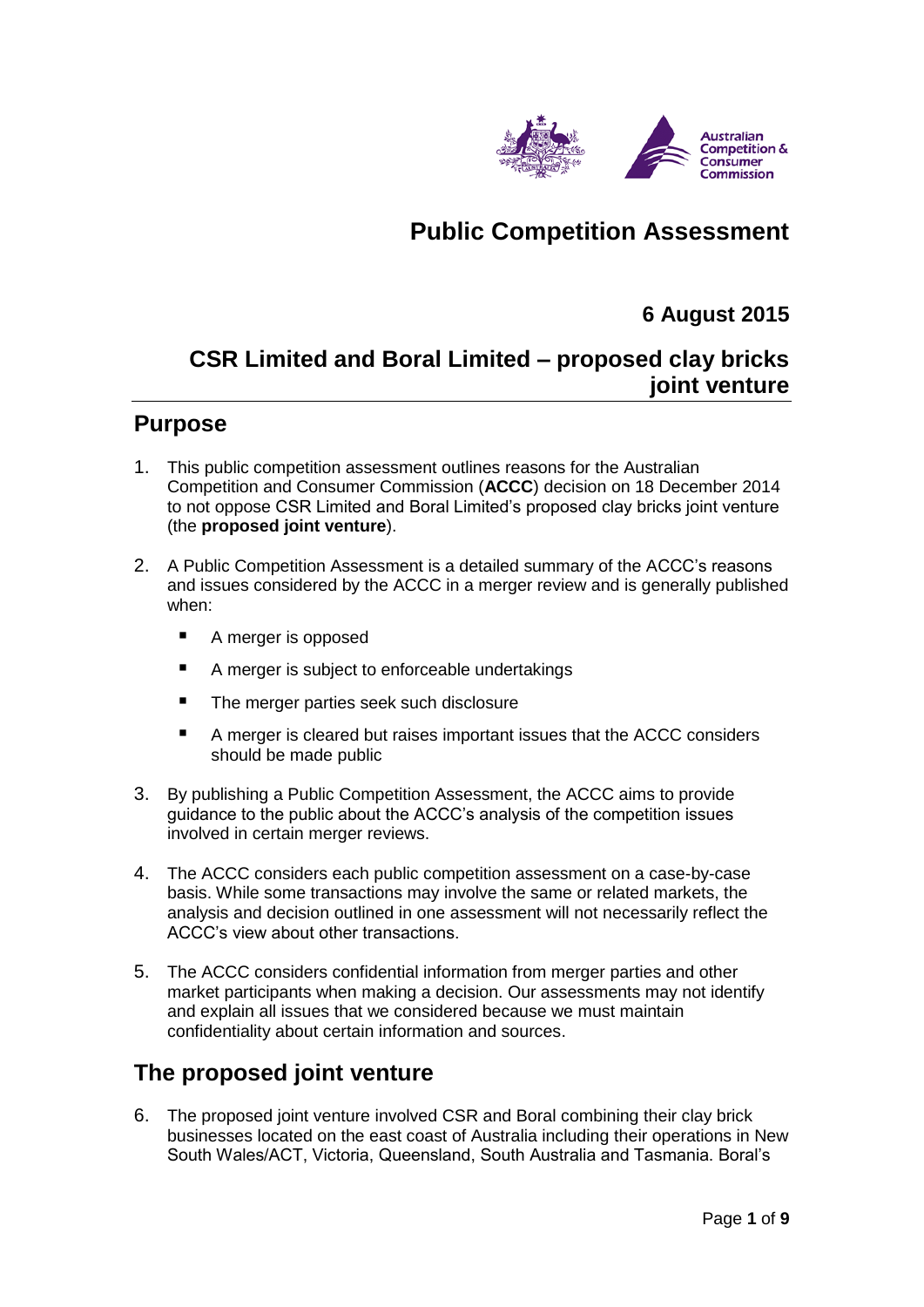# Public Competition Assessment

**6 August 2015**

## CSR Limited and Boral Limited – proposed clay bricks joint venture

## Purpose

1. This public competition assessment outlines reasons for the Australian Competition and Consumer Commission (**ACCC**) decision on 18 December 2014 to not oppose CSR Limited and Boral Limited's proposed clay bricks joint venture (the **proposed joint venture**).

2. A Public Competition Assessment is a detailed summary of the ACCC's reasons and issues considered by the ACCC in a merger review and is generally published when:

   - A merger is opposed
   - A merger is subject to enforceable undertakings
   - The merger parties seek such disclosure
   - A merger is cleared but raises important issues that the ACCC considers should be made public

3. By publishing a Public Competition Assessment, the ACCC aims to provide guidance to the public about the ACCC's analysis of the competition issues involved in certain merger reviews.

4. The ACCC considers each public competition assessment on a case-by-case basis. While some transactions may involve the same or related markets, the analysis and decision outlined in one assessment will not necessarily reflect the ACCC's view about other transactions.

5. The ACCC considers confidential information from merger parties and other market participants when making a decision. Our assessments may not identify and explain all issues that we considered because we must maintain confidentiality about certain information and sources.

## The proposed joint venture

6. The proposed joint venture involved CSR and Boral combining their clay brick businesses located on the east coast of Australia including their operations in New South Wales/ACT, Victoria, Queensland, South Australia and Tasmania. Boral's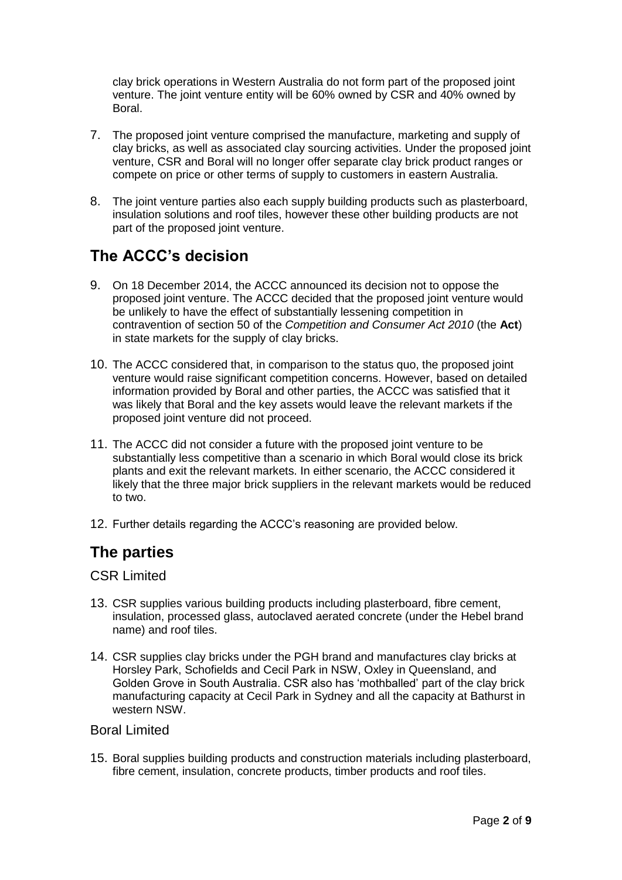clay brick operations in Western Australia do not form part of the proposed joint venture. The joint venture entity will be 60% owned by CSR and 40% owned by Boral.

7. The proposed joint venture comprised the manufacture, marketing and supply of clay bricks, as well as associated clay sourcing activities. Under the proposed joint venture, CSR and Boral will no longer offer separate clay brick product ranges or compete on price or other terms of supply to customers in eastern Australia.

8. The joint venture parties also each supply building products such as plasterboard, insulation solutions and roof tiles, however these other building products are not part of the proposed joint venture.

## The ACCC's decision

9. On 18 December 2014, the ACCC announced its decision not to oppose the proposed joint venture. The ACCC decided that the proposed joint venture would be unlikely to have the effect of substantially lessening competition in contravention of section 50 of the *Competition and Consumer Act 2010* (the **Act**) in state markets for the supply of clay bricks.

10. The ACCC considered that, in comparison to the status quo, the proposed joint venture would raise significant competition concerns. However, based on detailed information provided by Boral and other parties, the ACCC was satisfied that it was likely that Boral and the key assets would leave the relevant markets if the proposed joint venture did not proceed.

11. The ACCC did not consider a future with the proposed joint venture to be substantially less competitive than a scenario in which Boral would close its brick plants and exit the relevant markets. In either scenario, the ACCC considered it likely that the three major brick suppliers in the relevant markets would be reduced to two.

12. Further details regarding the ACCC's reasoning are provided below.

## The parties

### CSR Limited

13. CSR supplies various building products including plasterboard, fibre cement, insulation, processed glass, autoclaved aerated concrete (under the Hebel brand name) and roof tiles.

14. CSR supplies clay bricks under the PGH brand and manufactures clay bricks at Horsley Park, Schofields and Cecil Park in NSW, Oxley in Queensland, and Golden Grove in South Australia. CSR also has 'mothballed' part of the clay brick manufacturing capacity at Cecil Park in Sydney and all the capacity at Bathurst in western NSW.

### Boral Limited

15. Boral supplies building products and construction materials including plasterboard, fibre cement, insulation, concrete products, timber products and roof tiles.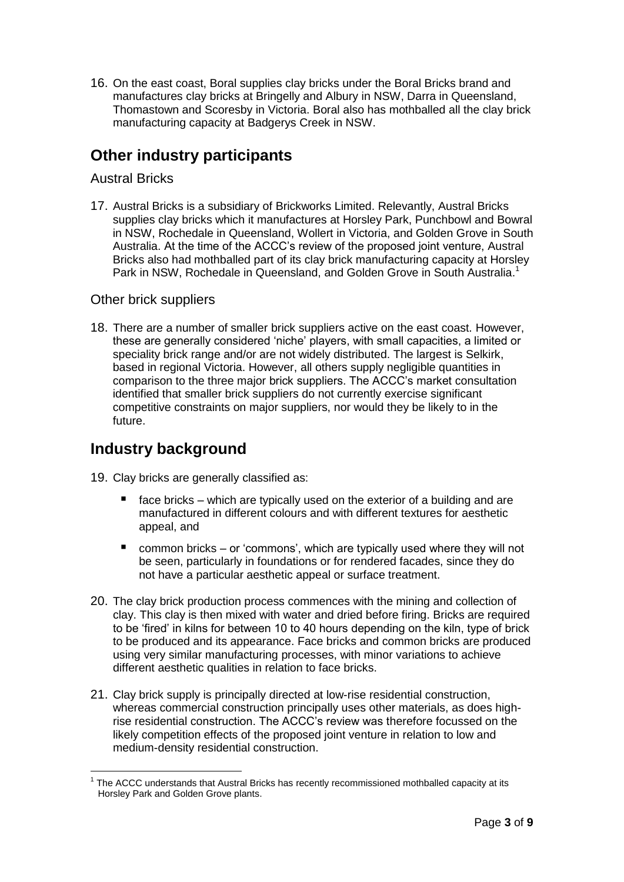16. On the east coast, Boral supplies clay bricks under the Boral Bricks brand and manufactures clay bricks at Bringelly and Albury in NSW, Darra in Queensland, Thomastown and Scoresby in Victoria. Boral also has mothballed all the clay brick manufacturing capacity at Badgerys Creek in NSW.

## Other industry participants

### Austral Bricks

17. Austral Bricks is a subsidiary of Brickworks Limited. Relevantly, Austral Bricks supplies clay bricks which it manufactures at Horsley Park, Punchbowl and Bowral in NSW, Rochedale in Queensland, Wollert in Victoria, and Golden Grove in South Australia. At the time of the ACCC's review of the proposed joint venture, Austral Bricks also had mothballed part of its clay brick manufacturing capacity at Horsley Park in NSW, Rochedale in Queensland, and Golden Grove in South Australia.[1]

### Other brick suppliers

18. There are a number of smaller brick suppliers active on the east coast. However, these are generally considered 'niche' players, with small capacities, a limited or speciality brick range and/or are not widely distributed. The largest is Selkirk, based in regional Victoria. However, all others supply negligible quantities in comparison to the three major brick suppliers. The ACCC's market consultation identified that smaller brick suppliers do not currently exercise significant competitive constraints on major suppliers, nor would they be likely to in the future.

## Industry background

19. Clay bricks are generally classified as:
    - face bricks – which are typically used on the exterior of a building and are manufactured in different colours and with different textures for aesthetic appeal, and
    - common bricks – or 'commons', which are typically used where they will not be seen, particularly in foundations or for rendered facades, since they do not have a particular aesthetic appeal or surface treatment.

20. The clay brick production process commences with the mining and collection of clay. This clay is then mixed with water and dried before firing. Bricks are required to be 'fired' in kilns for between 10 to 40 hours depending on the kiln, type of brick to be produced and its appearance. Face bricks and common bricks are produced using very similar manufacturing processes, with minor variations to achieve different aesthetic qualities in relation to face bricks.

21. Clay brick supply is principally directed at low-rise residential construction, whereas commercial construction principally uses other materials, as does high-rise residential construction. The ACCC's review was therefore focussed on the likely competition effects of the proposed joint venture in relation to low and medium-density residential construction.

[1] The ACCC understands that Austral Bricks has recently recommissioned mothballed capacity at its Horsley Park and Golden Grove plants.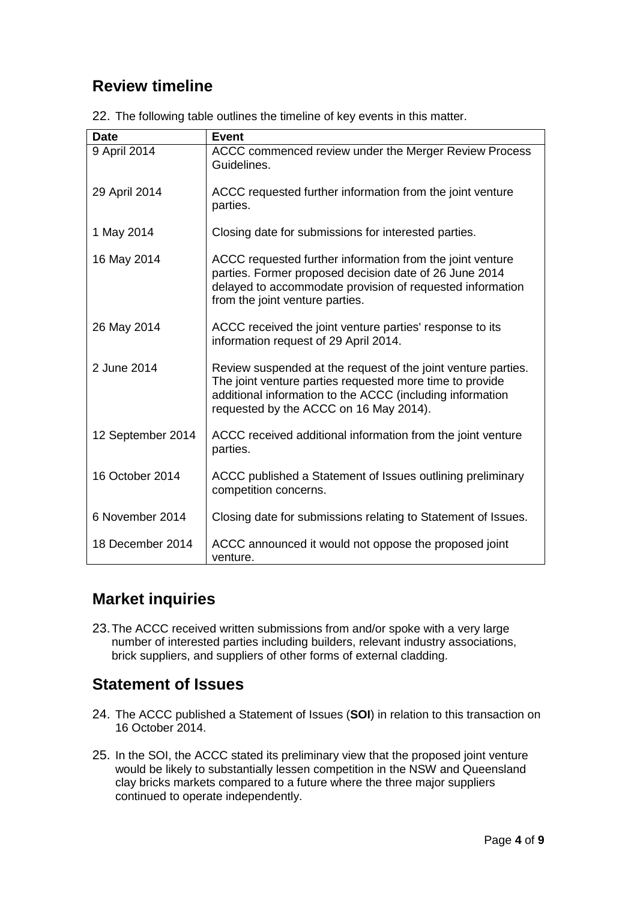## Review timeline

22. The following table outlines the timeline of key events in this matter.

| Date | Event |
|---|---|
| 9 April 2014 | ACCC commenced review under the Merger Review Process Guidelines. |
| 29 April 2014 | ACCC requested further information from the joint venture parties. |
| 1 May 2014 | Closing date for submissions for interested parties. |
| 16 May 2014 | ACCC requested further information from the joint venture parties. Former proposed decision date of 26 June 2014 delayed to accommodate provision of requested information from the joint venture parties. |
| 26 May 2014 | ACCC received the joint venture parties' response to its information request of 29 April 2014. |
| 2 June 2014 | Review suspended at the request of the joint venture parties. The joint venture parties requested more time to provide additional information to the ACCC (including information requested by the ACCC on 16 May 2014). |
| 12 September 2014 | ACCC received additional information from the joint venture parties. |
| 16 October 2014 | ACCC published a Statement of Issues outlining preliminary competition concerns. |
| 6 November 2014 | Closing date for submissions relating to Statement of Issues. |
| 18 December 2014 | ACCC announced it would not oppose the proposed joint venture. |

## Market inquiries

23. The ACCC received written submissions from and/or spoke with a very large number of interested parties including builders, relevant industry associations, brick suppliers, and suppliers of other forms of external cladding.

## Statement of Issues

24. The ACCC published a Statement of Issues (**SOI**) in relation to this transaction on 16 October 2014.

25. In the SOI, the ACCC stated its preliminary view that the proposed joint venture would be likely to substantially lessen competition in the NSW and Queensland clay bricks markets compared to a future where the three major suppliers continued to operate independently.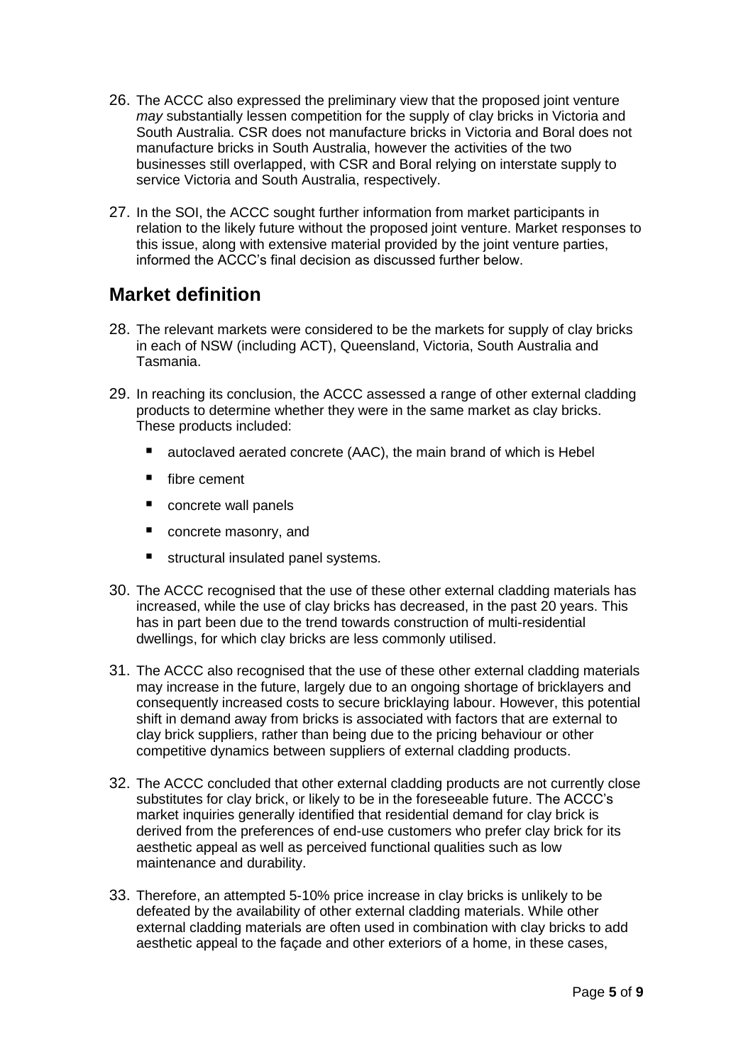26. The ACCC also expressed the preliminary view that the proposed joint venture *may* substantially lessen competition for the supply of clay bricks in Victoria and South Australia. CSR does not manufacture bricks in Victoria and Boral does not manufacture bricks in South Australia, however the activities of the two businesses still overlapped, with CSR and Boral relying on interstate supply to service Victoria and South Australia, respectively.

27. In the SOI, the ACCC sought further information from market participants in relation to the likely future without the proposed joint venture. Market responses to this issue, along with extensive material provided by the joint venture parties, informed the ACCC's final decision as discussed further below.

## Market definition

28. The relevant markets were considered to be the markets for supply of clay bricks in each of NSW (including ACT), Queensland, Victoria, South Australia and Tasmania.

29. In reaching its conclusion, the ACCC assessed a range of other external cladding products to determine whether they were in the same market as clay bricks. These products included:

   - autoclaved aerated concrete (AAC), the main brand of which is Hebel
   - fibre cement
   - concrete wall panels
   - concrete masonry, and
   - structural insulated panel systems.

30. The ACCC recognised that the use of these other external cladding materials has increased, while the use of clay bricks has decreased, in the past 20 years. This has in part been due to the trend towards construction of multi-residential dwellings, for which clay bricks are less commonly utilised.

31. The ACCC also recognised that the use of these other external cladding materials may increase in the future, largely due to an ongoing shortage of bricklayers and consequently increased costs to secure bricklaying labour. However, this potential shift in demand away from bricks is associated with factors that are external to clay brick suppliers, rather than being due to the pricing behaviour or other competitive dynamics between suppliers of external cladding products.

32. The ACCC concluded that other external cladding products are not currently close substitutes for clay brick, or likely to be in the foreseeable future. The ACCC's market inquiries generally identified that residential demand for clay brick is derived from the preferences of end-use customers who prefer clay brick for its aesthetic appeal as well as perceived functional qualities such as low maintenance and durability.

33. Therefore, an attempted 5-10% price increase in clay bricks is unlikely to be defeated by the availability of other external cladding materials. While other external cladding materials are often used in combination with clay bricks to add aesthetic appeal to the façade and other exteriors of a home, in these cases,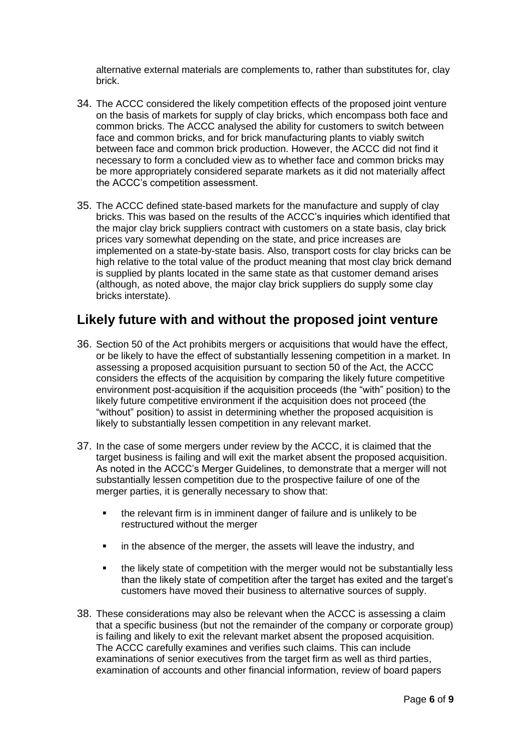alternative external materials are complements to, rather than substitutes for, clay brick.

34. The ACCC considered the likely competition effects of the proposed joint venture on the basis of markets for supply of clay bricks, which encompass both face and common bricks. The ACCC analysed the ability for customers to switch between face and common bricks, and for brick manufacturing plants to viably switch between face and common brick production. However, the ACCC did not find it necessary to form a concluded view as to whether face and common bricks may be more appropriately considered separate markets as it did not materially affect the ACCC's competition assessment.

35. The ACCC defined state-based markets for the manufacture and supply of clay bricks. This was based on the results of the ACCC's inquiries which identified that the major clay brick suppliers contract with customers on a state basis, clay brick prices vary somewhat depending on the state, and price increases are implemented on a state-by-state basis. Also, transport costs for clay bricks can be high relative to the total value of the product meaning that most clay brick demand is supplied by plants located in the same state as that customer demand arises (although, as noted above, the major clay brick suppliers do supply some clay bricks interstate).

## Likely future with and without the proposed joint venture

36. Section 50 of the Act prohibits mergers or acquisitions that would have the effect, or be likely to have the effect of substantially lessening competition in a market. In assessing a proposed acquisition pursuant to section 50 of the Act, the ACCC considers the effects of the acquisition by comparing the likely future competitive environment post-acquisition if the acquisition proceeds (the "with" position) to the likely future competitive environment if the acquisition does not proceed (the "without" position) to assist in determining whether the proposed acquisition is likely to substantially lessen competition in any relevant market.

37. In the case of some mergers under review by the ACCC, it is claimed that the target business is failing and will exit the market absent the proposed acquisition. As noted in the ACCC's Merger Guidelines, to demonstrate that a merger will not substantially lessen competition due to the prospective failure of one of the merger parties, it is generally necessary to show that:

   - the relevant firm is in imminent danger of failure and is unlikely to be restructured without the merger
   - in the absence of the merger, the assets will leave the industry, and
   - the likely state of competition with the merger would not be substantially less than the likely state of competition after the target has exited and the target's customers have moved their business to alternative sources of supply.

38. These considerations may also be relevant when the ACCC is assessing a claim that a specific business (but not the remainder of the company or corporate group) is failing and likely to exit the relevant market absent the proposed acquisition. The ACCC carefully examines and verifies such claims. This can include examinations of senior executives from the target firm as well as third parties, examination of accounts and other financial information, review of board papers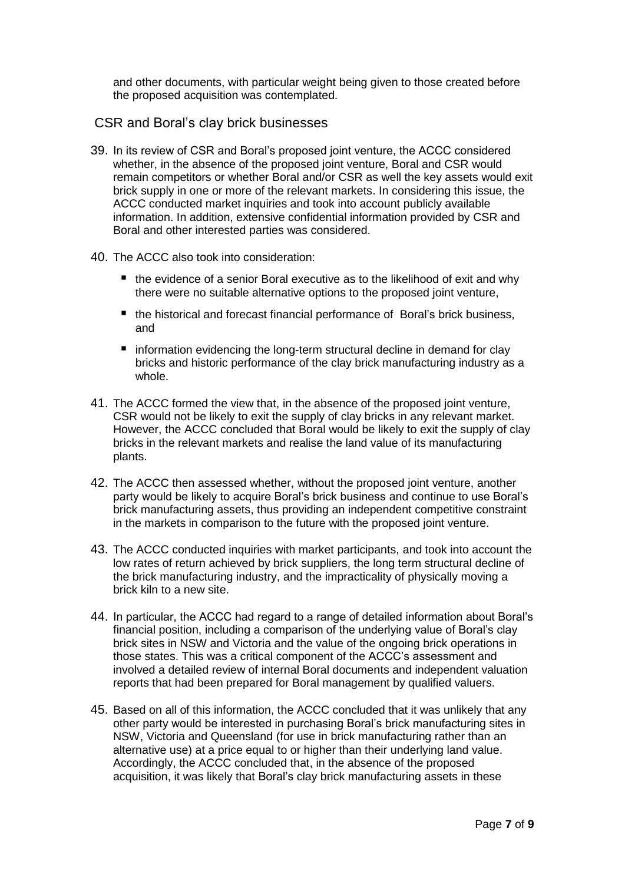and other documents, with particular weight being given to those created before the proposed acquisition was contemplated.

## CSR and Boral's clay brick businesses

39. In its review of CSR and Boral's proposed joint venture, the ACCC considered whether, in the absence of the proposed joint venture, Boral and CSR would remain competitors or whether Boral and/or CSR as well the key assets would exit brick supply in one or more of the relevant markets. In considering this issue, the ACCC conducted market inquiries and took into account publicly available information. In addition, extensive confidential information provided by CSR and Boral and other interested parties was considered.

40. The ACCC also took into consideration:

    - the evidence of a senior Boral executive as to the likelihood of exit and why there were no suitable alternative options to the proposed joint venture,
    - the historical and forecast financial performance of Boral's brick business, and
    - information evidencing the long-term structural decline in demand for clay bricks and historic performance of the clay brick manufacturing industry as a whole.

41. The ACCC formed the view that, in the absence of the proposed joint venture, CSR would not be likely to exit the supply of clay bricks in any relevant market. However, the ACCC concluded that Boral would be likely to exit the supply of clay bricks in the relevant markets and realise the land value of its manufacturing plants.

42. The ACCC then assessed whether, without the proposed joint venture, another party would be likely to acquire Boral's brick business and continue to use Boral's brick manufacturing assets, thus providing an independent competitive constraint in the markets in comparison to the future with the proposed joint venture.

43. The ACCC conducted inquiries with market participants, and took into account the low rates of return achieved by brick suppliers, the long term structural decline of the brick manufacturing industry, and the impracticality of physically moving a brick kiln to a new site.

44. In particular, the ACCC had regard to a range of detailed information about Boral's financial position, including a comparison of the underlying value of Boral's clay brick sites in NSW and Victoria and the value of the ongoing brick operations in those states. This was a critical component of the ACCC's assessment and involved a detailed review of internal Boral documents and independent valuation reports that had been prepared for Boral management by qualified valuers.

45. Based on all of this information, the ACCC concluded that it was unlikely that any other party would be interested in purchasing Boral's brick manufacturing sites in NSW, Victoria and Queensland (for use in brick manufacturing rather than an alternative use) at a price equal to or higher than their underlying land value. Accordingly, the ACCC concluded that, in the absence of the proposed acquisition, it was likely that Boral's clay brick manufacturing assets in these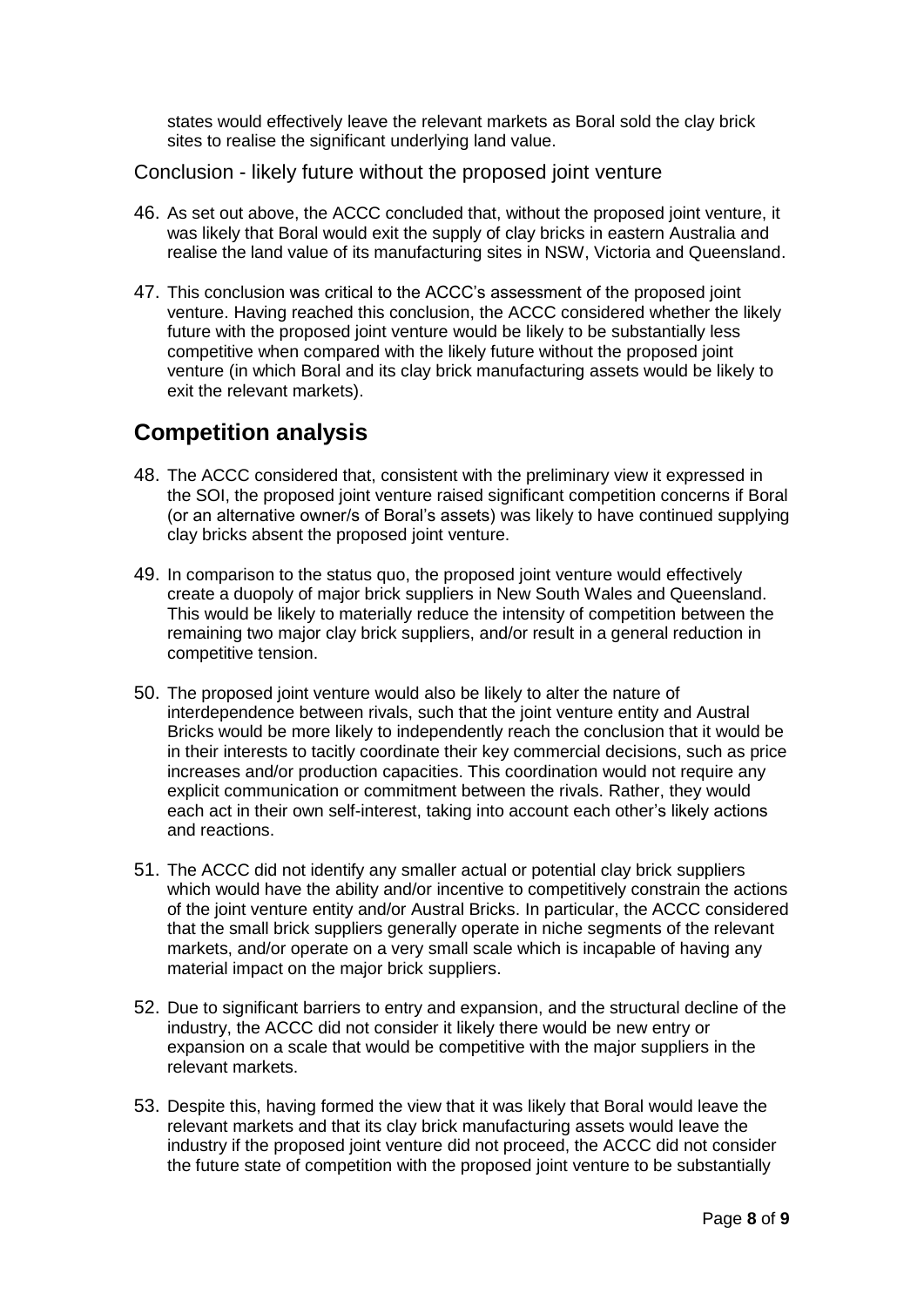states would effectively leave the relevant markets as Boral sold the clay brick sites to realise the significant underlying land value.

### Conclusion - likely future without the proposed joint venture

46. As set out above, the ACCC concluded that, without the proposed joint venture, it was likely that Boral would exit the supply of clay bricks in eastern Australia and realise the land value of its manufacturing sites in NSW, Victoria and Queensland.

47. This conclusion was critical to the ACCC's assessment of the proposed joint venture. Having reached this conclusion, the ACCC considered whether the likely future with the proposed joint venture would be likely to be substantially less competitive when compared with the likely future without the proposed joint venture (in which Boral and its clay brick manufacturing assets would be likely to exit the relevant markets).

## Competition analysis

48. The ACCC considered that, consistent with the preliminary view it expressed in the SOI, the proposed joint venture raised significant competition concerns if Boral (or an alternative owner/s of Boral's assets) was likely to have continued supplying clay bricks absent the proposed joint venture.

49. In comparison to the status quo, the proposed joint venture would effectively create a duopoly of major brick suppliers in New South Wales and Queensland. This would be likely to materially reduce the intensity of competition between the remaining two major clay brick suppliers, and/or result in a general reduction in competitive tension.

50. The proposed joint venture would also be likely to alter the nature of interdependence between rivals, such that the joint venture entity and Austral Bricks would be more likely to independently reach the conclusion that it would be in their interests to tacitly coordinate their key commercial decisions, such as price increases and/or production capacities. This coordination would not require any explicit communication or commitment between the rivals. Rather, they would each act in their own self-interest, taking into account each other's likely actions and reactions.

51. The ACCC did not identify any smaller actual or potential clay brick suppliers which would have the ability and/or incentive to competitively constrain the actions of the joint venture entity and/or Austral Bricks. In particular, the ACCC considered that the small brick suppliers generally operate in niche segments of the relevant markets, and/or operate on a very small scale which is incapable of having any material impact on the major brick suppliers.

52. Due to significant barriers to entry and expansion, and the structural decline of the industry, the ACCC did not consider it likely there would be new entry or expansion on a scale that would be competitive with the major suppliers in the relevant markets.

53. Despite this, having formed the view that it was likely that Boral would leave the relevant markets and that its clay brick manufacturing assets would leave the industry if the proposed joint venture did not proceed, the ACCC did not consider the future state of competition with the proposed joint venture to be substantially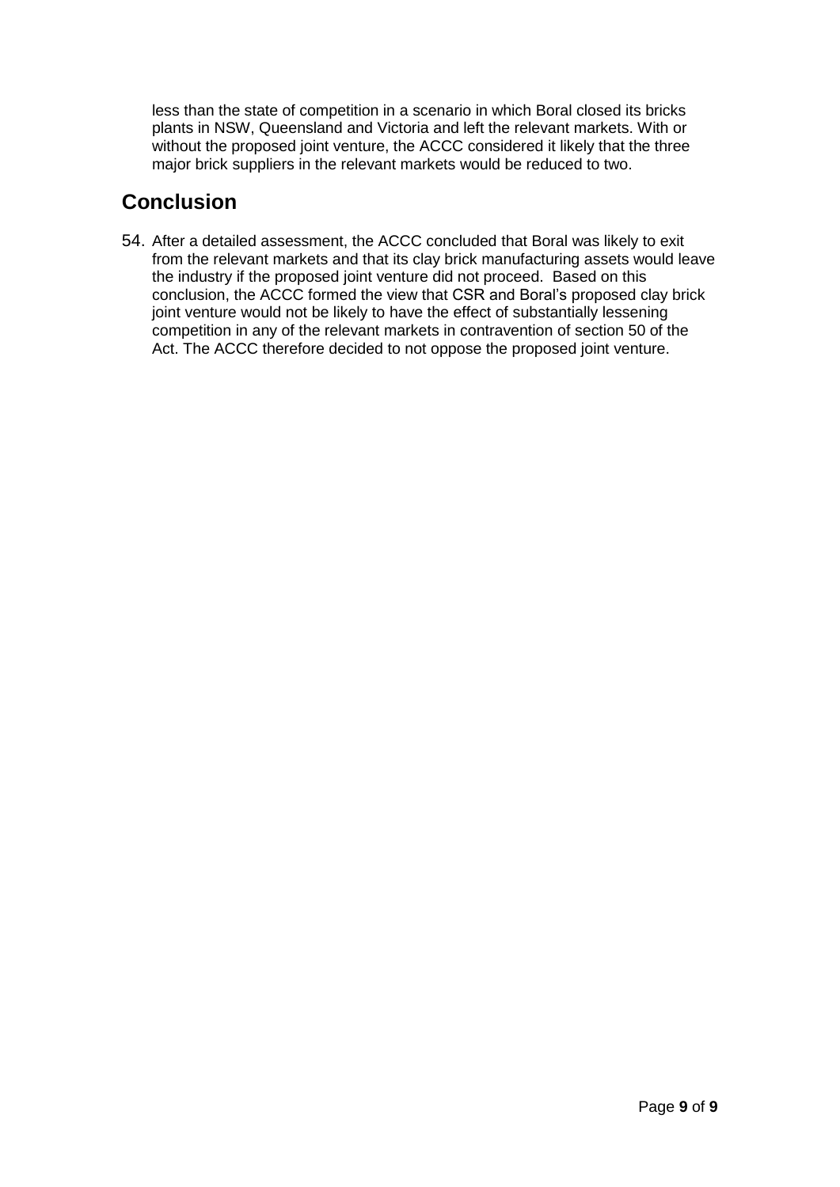less than the state of competition in a scenario in which Boral closed its bricks plants in NSW, Queensland and Victoria and left the relevant markets. With or without the proposed joint venture, the ACCC considered it likely that the three major brick suppliers in the relevant markets would be reduced to two.

## Conclusion

54. After a detailed assessment, the ACCC concluded that Boral was likely to exit from the relevant markets and that its clay brick manufacturing assets would leave the industry if the proposed joint venture did not proceed. Based on this conclusion, the ACCC formed the view that CSR and Boral's proposed clay brick joint venture would not be likely to have the effect of substantially lessening competition in any of the relevant markets in contravention of section 50 of the Act. The ACCC therefore decided to not oppose the proposed joint venture.